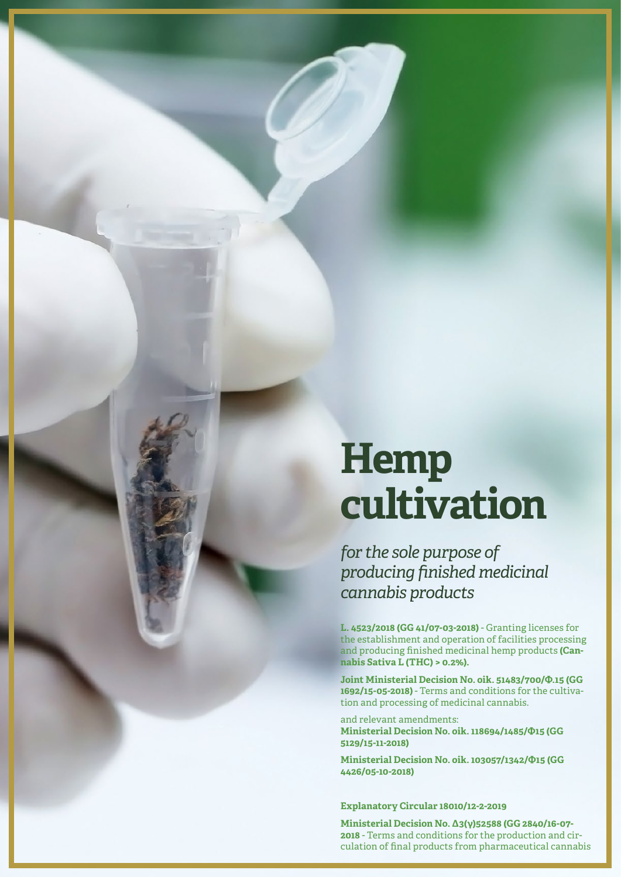# Hemp cultivation

*for the sole purpose of producing finished medicinal cannabis products*

**L. 4523/2018 (GG 41/07-03-2018)** - Granting licenses for the establishment and operation of facilities processing and producing finished medicinal hemp products **(Cannabis Sativa L (THC) > 0.2%).**

**Joint Ministerial Decision No. oik. 51483/700/Φ.15 (GG 1692/15-05-2018)** - Terms and conditions for the cultivation and processing of medicinal cannabis.

and relevant amendments:
**Ministerial Decision No. oik. 118694/1485/Φ15 (GG 5129/15-11-2018)**

**Ministerial Decision No. oik. 103057/1342/Φ15 (GG 4426/05-10-2018)**

**Explanatory Circular 18010/12-2-2019**

**Ministerial Decision No. Δ3(γ)52588 (GG 2840/16-07-2018** - Terms and conditions for the production and circulation of final products from pharmaceutical cannabis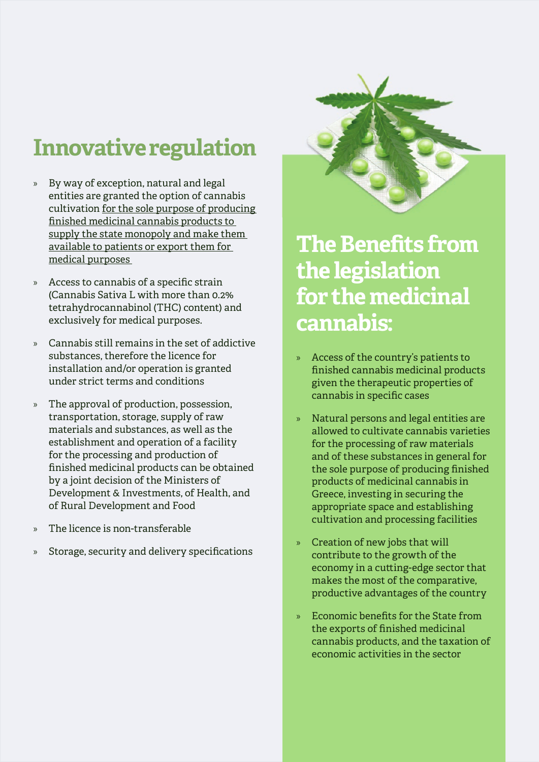# Innovative regulation

- By way of exception, natural and legal entities are granted the option of cannabis cultivation <u>for the sole purpose of producing finished medicinal cannabis products to supply the state monopoly and make them available to patients or export them for medical purposes</u>
- Access to cannabis of a specific strain (Cannabis Sativa L with more than 0.2% tetrahydrocannabinol (THC) content) and exclusively for medical purposes.
- Cannabis still remains in the set of addictive substances, therefore the licence for installation and/or operation is granted under strict terms and conditions
- The approval of production, possession, transportation, storage, supply of raw materials and substances, as well as the establishment and operation of a facility for the processing and production of finished medicinal products can be obtained by a joint decision of the Ministers of Development & Investments, of Health, and of Rural Development and Food
- The licence is non-transferable
- Storage, security and delivery specifications

# The Benefits from the legislation for the medicinal cannabis:

- Access of the country's patients to finished cannabis medicinal products given the therapeutic properties of cannabis in specific cases
- Natural persons and legal entities are allowed to cultivate cannabis varieties for the processing of raw materials and of these substances in general for the sole purpose of producing finished products of medicinal cannabis in Greece, investing in securing the appropriate space and establishing cultivation and processing facilities
- Creation of new jobs that will contribute to the growth of the economy in a cutting-edge sector that makes the most of the comparative, productive advantages of the country
- Economic benefits for the State from the exports of finished medicinal cannabis products, and the taxation of economic activities in the sector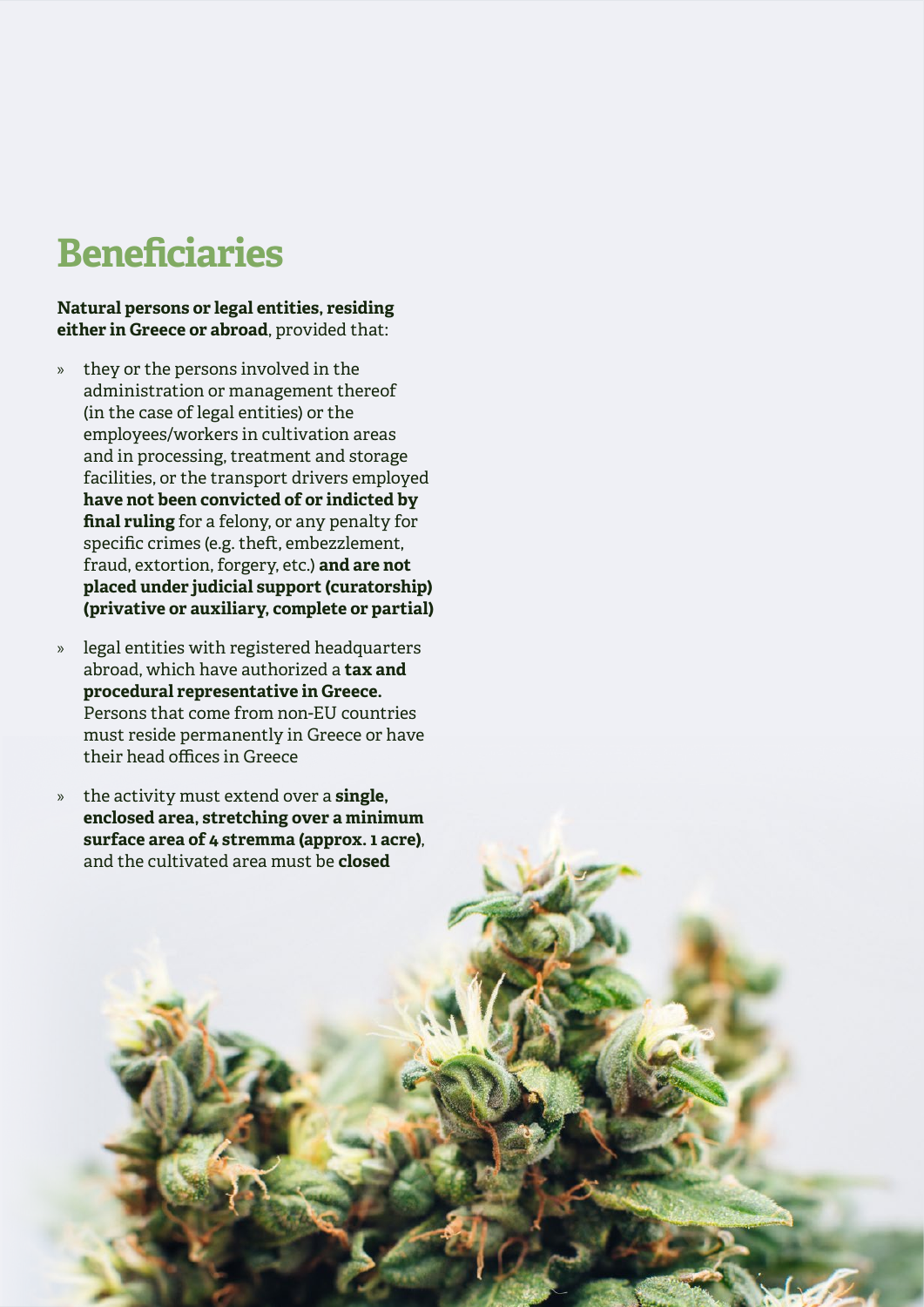# Beneficiaries

**Natural persons or legal entities, residing either in Greece or abroad**, provided that:

- they or the persons involved in the administration or management thereof (in the case of legal entities) or the employees/workers in cultivation areas and in processing, treatment and storage facilities, or the transport drivers employed **have not been convicted of or indicted by final ruling** for a felony, or any penalty for specific crimes (e.g. theft, embezzlement, fraud, extortion, forgery, etc.) **and are not placed under judicial support (curatorship) (privative or auxiliary, complete or partial)**
- legal entities with registered headquarters abroad, which have authorized a **tax and procedural representative in Greece.** Persons that come from non-EU countries must reside permanently in Greece or have their head offices in Greece
- the activity must extend over a **single, enclosed area, stretching over a minimum surface area of 4 stremma (approx. 1 acre)**, and the cultivated area must be **closed**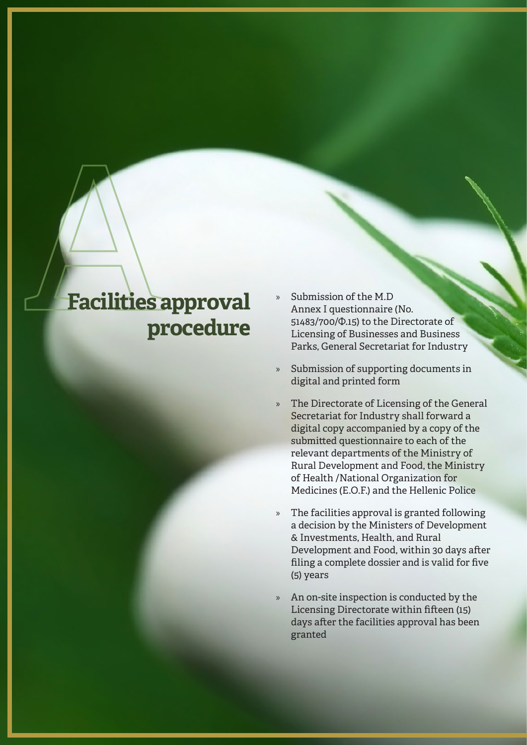# A Facilities approval procedure

- Submission of the M.D Annex I questionnaire (No. 51483/700/Φ.15) to the Directorate of Licensing of Businesses and Business Parks, General Secretariat for Industry
- Submission of supporting documents in digital and printed form
- The Directorate of Licensing of the General Secretariat for Industry shall forward a digital copy accompanied by a copy of the submitted questionnaire to each of the relevant departments of the Ministry of Rural Development and Food, the Ministry of Health /National Organization for Medicines (E.O.F.) and the Hellenic Police
- The facilities approval is granted following a decision by the Ministers of Development & Investments, Health, and Rural Development and Food, within 30 days after filing a complete dossier and is valid for five (5) years
- An on-site inspection is conducted by the Licensing Directorate within fifteen (15) days after the facilities approval has been granted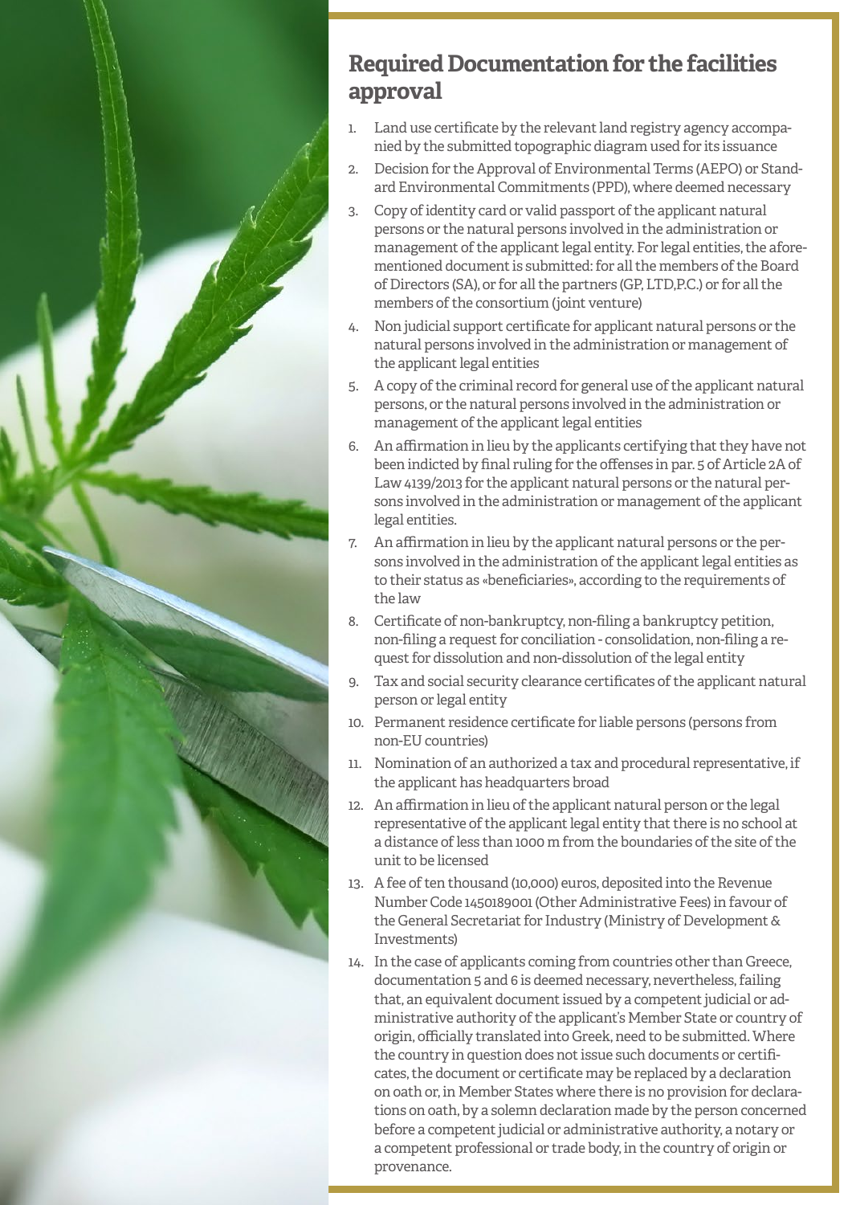## Required Documentation for the facilities approval

1. Land use certificate by the relevant land registry agency accompanied by the submitted topographic diagram used for its issuance
2. Decision for the Approval of Environmental Terms (AEPO) or Standard Environmental Commitments (PPD), where deemed necessary
3. Copy of identity card or valid passport of the applicant natural persons or the natural persons involved in the administration or management of the applicant legal entity. For legal entities, the aforementioned document is submitted: for all the members of the Board of Directors (SA), or for all the partners (GP, LTD,P.C.) or for all the members of the consortium (joint venture)
4. Non judicial support certificate for applicant natural persons or the natural persons involved in the administration or management of the applicant legal entities
5. A copy of the criminal record for general use of the applicant natural persons, or the natural persons involved in the administration or management of the applicant legal entities
6. An affirmation in lieu by the applicants certifying that they have not been indicted by final ruling for the offenses in par. 5 of Article 2A of Law 4139/2013 for the applicant natural persons or the natural persons involved in the administration or management of the applicant legal entities.
7. An affirmation in lieu by the applicant natural persons or the persons involved in the administration of the applicant legal entities as to their status as «beneficiaries», according to the requirements of the law
8. Certificate of non-bankruptcy, non-filing a bankruptcy petition, non-filing a request for conciliation - consolidation, non-filing a request for dissolution and non-dissolution of the legal entity
9. Tax and social security clearance certificates of the applicant natural person or legal entity
10. Permanent residence certificate for liable persons (persons from non-EU countries)
11. Nomination of an authorized a tax and procedural representative, if the applicant has headquarters broad
12. An affirmation in lieu of the applicant natural person or the legal representative of the applicant legal entity that there is no school at a distance of less than 1000 m from the boundaries of the site of the unit to be licensed
13. A fee of ten thousand (10,000) euros, deposited into the Revenue Number Code 1450189001 (Other Administrative Fees) in favour of the General Secretariat for Industry (Ministry of Development & Investments)
14. In the case of applicants coming from countries other than Greece, documentation 5 and 6 is deemed necessary, nevertheless, failing that, an equivalent document issued by a competent judicial or administrative authority of the applicant's Member State or country of origin, officially translated into Greek, need to be submitted. Where the country in question does not issue such documents or certificates, the document or certificate may be replaced by a declaration on oath or, in Member States where there is no provision for declarations on oath, by a solemn declaration made by the person concerned before a competent judicial or administrative authority, a notary or a competent professional or trade body, in the country of origin or provenance.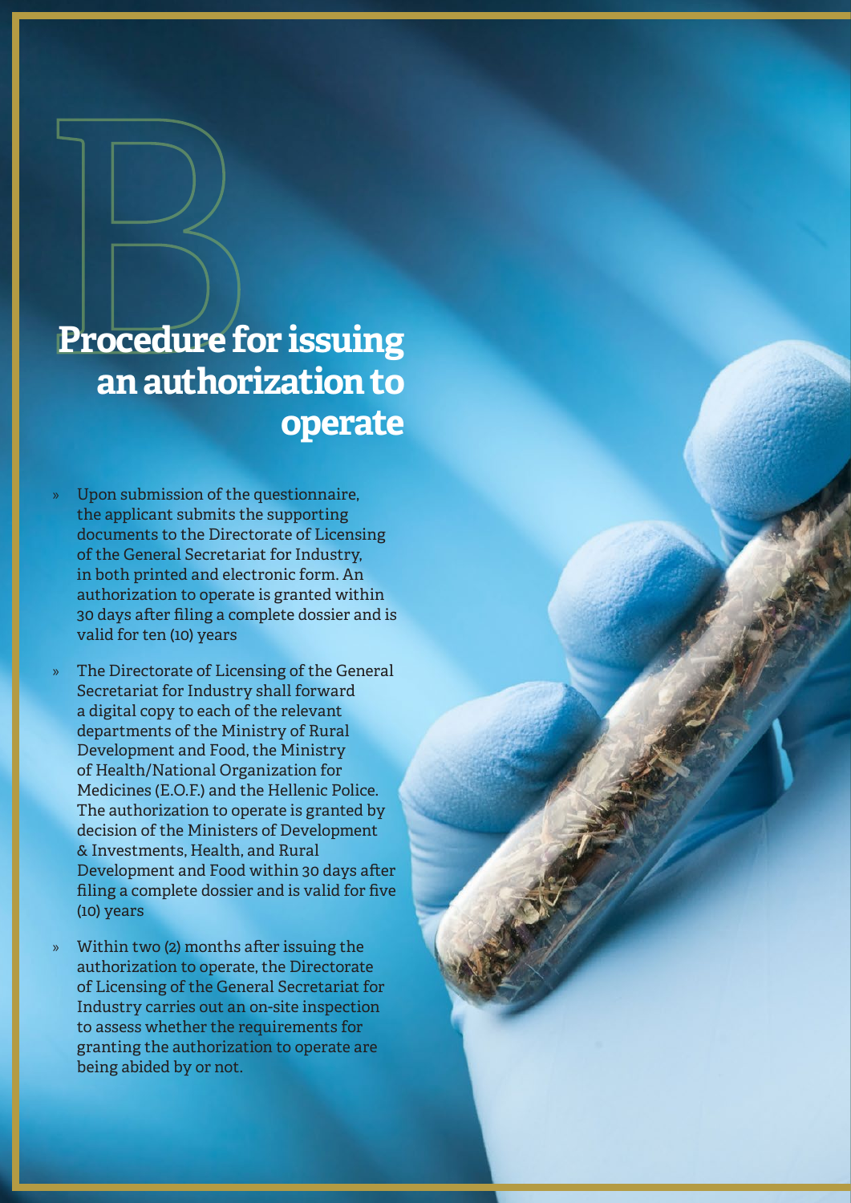# Procedure for issuing an authorization to operate

- Upon submission of the questionnaire, the applicant submits the supporting documents to the Directorate of Licensing of the General Secretariat for Industry, in both printed and electronic form. An authorization to operate is granted within 30 days after filing a complete dossier and is valid for ten (10) years
- The Directorate of Licensing of the General Secretariat for Industry shall forward a digital copy to each of the relevant departments of the Ministry of Rural Development and Food, the Ministry of Health/National Organization for Medicines (E.O.F.) and the Hellenic Police. The authorization to operate is granted by decision of the Ministers of Development & Investments, Health, and Rural Development and Food within 30 days after filing a complete dossier and is valid for five (10) years
- Within two (2) months after issuing the authorization to operate, the Directorate of Licensing of the General Secretariat for Industry carries out an on-site inspection to assess whether the requirements for granting the authorization to operate are being abided by or not.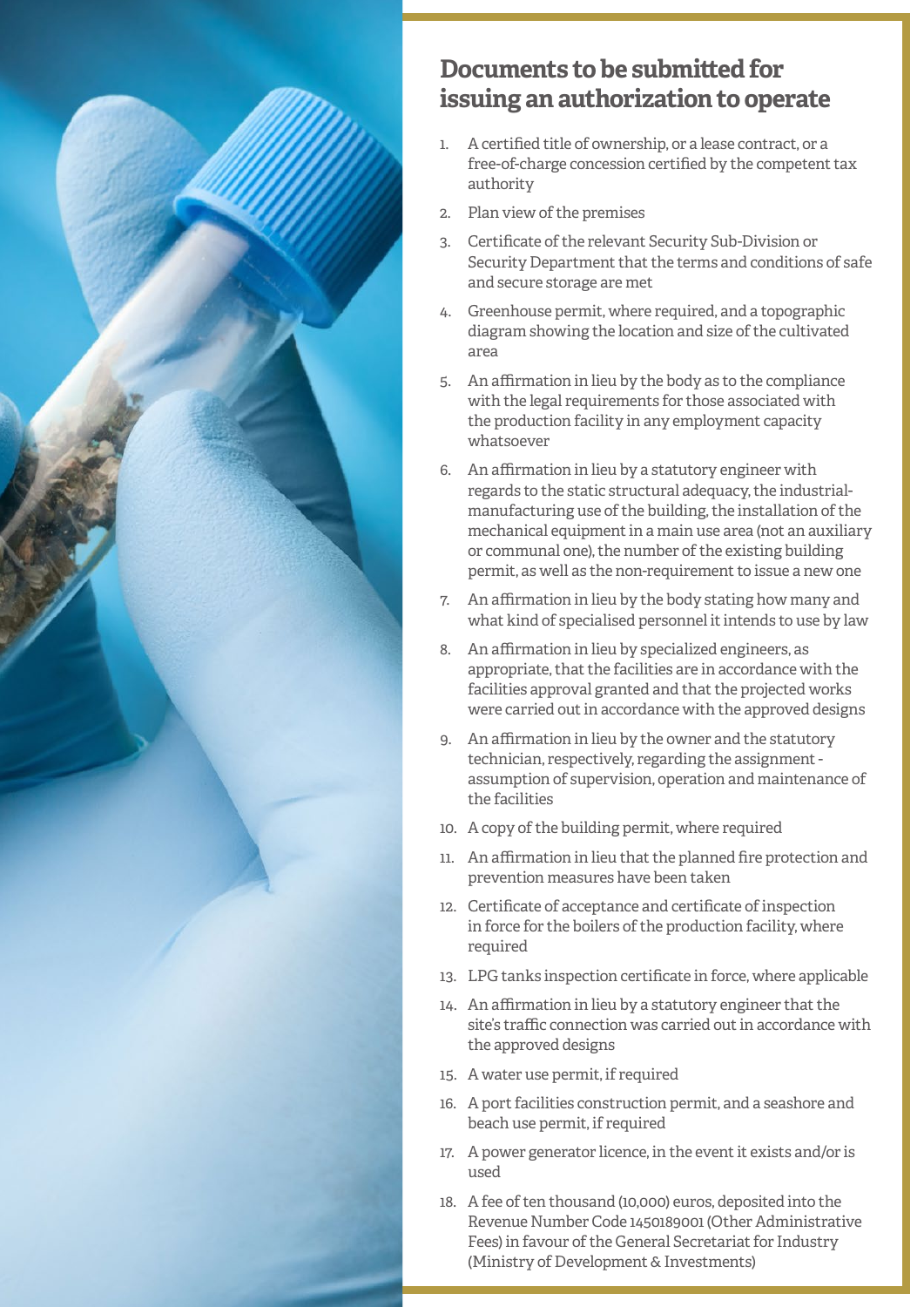## Documents to be submitted for issuing an authorization to operate

1. A certified title of ownership, or a lease contract, or a free-of-charge concession certified by the competent tax authority
2. Plan view of the premises
3. Certificate of the relevant Security Sub-Division or Security Department that the terms and conditions of safe and secure storage are met
4. Greenhouse permit, where required, and a topographic diagram showing the location and size of the cultivated area
5. An affirmation in lieu by the body as to the compliance with the legal requirements for those associated with the production facility in any employment capacity whatsoever
6. An affirmation in lieu by a statutory engineer with regards to the static structural adequacy, the industrial-manufacturing use of the building, the installation of the mechanical equipment in a main use area (not an auxiliary or communal one), the number of the existing building permit, as well as the non-requirement to issue a new one
7. An affirmation in lieu by the body stating how many and what kind of specialised personnel it intends to use by law
8. An affirmation in lieu by specialized engineers, as appropriate, that the facilities are in accordance with the facilities approval granted and that the projected works were carried out in accordance with the approved designs
9. An affirmation in lieu by the owner and the statutory technician, respectively, regarding the assignment - assumption of supervision, operation and maintenance of the facilities
10. A copy of the building permit, where required
11. An affirmation in lieu that the planned fire protection and prevention measures have been taken
12. Certificate of acceptance and certificate of inspection in force for the boilers of the production facility, where required
13. LPG tanks inspection certificate in force, where applicable
14. An affirmation in lieu by a statutory engineer that the site's traffic connection was carried out in accordance with the approved designs
15. A water use permit, if required
16. A port facilities construction permit, and a seashore and beach use permit, if required
17. A power generator licence, in the event it exists and/or is used
18. A fee of ten thousand (10,000) euros, deposited into the Revenue Number Code 1450189001 (Other Administrative Fees) in favour of the General Secretariat for Industry (Ministry of Development & Investments)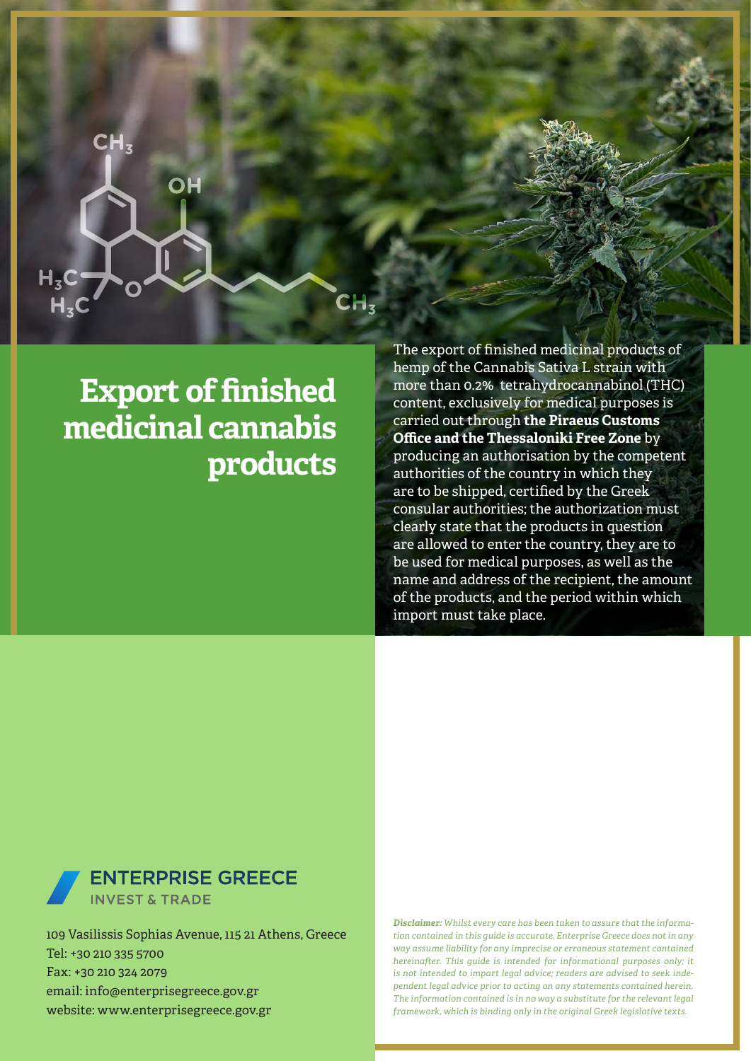# Export of finished medicinal cannabis products

The export of finished medicinal products of hemp of the Cannabis Sativa L strain with more than 0.2% tetrahydrocannabinol (THC) content, exclusively for medical purposes is carried out through **the Piraeus Customs Office and the Thessaloniki Free Zone** by producing an authorisation by the competent authorities of the country in which they are to be shipped, certified by the Greek consular authorities; the authorization must clearly state that the products in question are allowed to enter the country, they are to be used for medical purposes, as well as the name and address of the recipient, the amount of the products, and the period within which import must take place.

**ENTERPRISE GREECE**
INVEST & TRADE

109 Vasilissis Sophias Avenue, 115 21 Athens, Greece
Tel: +30 210 335 5700
Fax: +30 210 324 2079
email: info@enterprisegreece.gov.gr
website: www.enterprisegreece.gov.gr

***Disclaimer:*** *Whilst every care has been taken to assure that the information contained in this guide is accurate, Enterprise Greece does not in any way assume liability for any imprecise or erroneous statement contained hereinafter. This guide is intended for informational purposes only; it is not intended to impart legal advice; readers are advised to seek independent legal advice prior to acting on any statements contained herein. The information contained is in no way a substitute for the relevant legal framework, which is binding only in the original Greek legislative texts.*